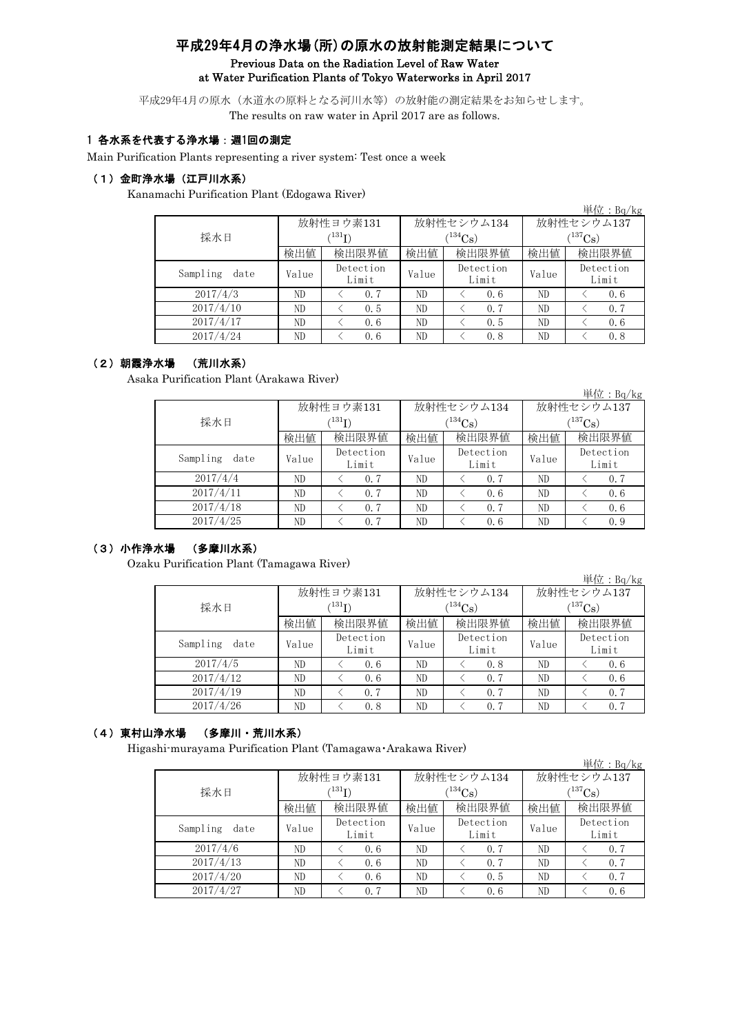# 平成29年4月の浄水場(所)の原水の放射能測定結果について

**Previous Data on the Radiation Level of Raw Water at Water Purification Plants of Tokyo Waterworks in April 2017**

平成29年4月の原水（水道水の原料となる河川水等）の放射能の測定結果をお知らせします。
The results on raw water in April 2017 are as follows.

## 1 各水系を代表する浄水場：週1回の測定

Main Purification Plants representing a river system: Test once a week

### （1）金町浄水場（江戸川水系）

Kanamachi Purification Plant (Edogawa River)

単位：Bq/kg

| 採水日 | 放射性ヨウ素131 ($^{131}I$) | | 放射性セシウム134 ($^{134}Cs$) | | 放射性セシウム137 ($^{137}Cs$) | |
|---|---|---|---|---|---|---|
| | 検出値 | 検出限界値 | 検出値 | 検出限界値 | 検出値 | 検出限界値 |
| Sampling date | Value | Detection Limit | Value | Detection Limit | Value | Detection Limit |
| 2017/4/3 | ND | ＜ 0.7 | ND | ＜ 0.6 | ND | ＜ 0.6 |
| 2017/4/10 | ND | ＜ 0.5 | ND | ＜ 0.7 | ND | ＜ 0.7 |
| 2017/4/17 | ND | ＜ 0.6 | ND | ＜ 0.5 | ND | ＜ 0.6 |
| 2017/4/24 | ND | ＜ 0.6 | ND | ＜ 0.8 | ND | ＜ 0.8 |

### （2）朝霞浄水場 （荒川水系）

Asaka Purification Plant (Arakawa River)

単位：Bq/kg

| 採水日 | 放射性ヨウ素131 ($^{131}I$) | | 放射性セシウム134 ($^{134}Cs$) | | 放射性セシウム137 ($^{137}Cs$) | |
|---|---|---|---|---|---|---|
| | 検出値 | 検出限界値 | 検出値 | 検出限界値 | 検出値 | 検出限界値 |
| Sampling date | Value | Detection Limit | Value | Detection Limit | Value | Detection Limit |
| 2017/4/4 | ND | ＜ 0.7 | ND | ＜ 0.7 | ND | ＜ 0.7 |
| 2017/4/11 | ND | ＜ 0.7 | ND | ＜ 0.6 | ND | ＜ 0.6 |
| 2017/4/18 | ND | ＜ 0.7 | ND | ＜ 0.7 | ND | ＜ 0.6 |
| 2017/4/25 | ND | ＜ 0.7 | ND | ＜ 0.6 | ND | ＜ 0.9 |

### （3）小作浄水場 （多摩川水系）

Ozaku Purification Plant (Tamagawa River)

単位：Bq/kg

| 採水日 | 放射性ヨウ素131 ($^{131}I$) | | 放射性セシウム134 ($^{134}Cs$) | | 放射性セシウム137 ($^{137}Cs$) | |
|---|---|---|---|---|---|---|
| | 検出値 | 検出限界値 | 検出値 | 検出限界値 | 検出値 | 検出限界値 |
| Sampling date | Value | Detection Limit | Value | Detection Limit | Value | Detection Limit |
| 2017/4/5 | ND | ＜ 0.6 | ND | ＜ 0.8 | ND | ＜ 0.6 |
| 2017/4/12 | ND | ＜ 0.6 | ND | ＜ 0.7 | ND | ＜ 0.6 |
| 2017/4/19 | ND | ＜ 0.7 | ND | ＜ 0.7 | ND | ＜ 0.7 |
| 2017/4/26 | ND | ＜ 0.8 | ND | ＜ 0.7 | ND | ＜ 0.7 |

### （4）東村山浄水場 （多摩川・荒川水系）

Higashi-murayama Purification Plant (Tamagawa・Arakawa River)

単位：Bq/kg

| 採水日 | 放射性ヨウ素131 ($^{131}I$) | | 放射性セシウム134 ($^{134}Cs$) | | 放射性セシウム137 ($^{137}Cs$) | |
|---|---|---|---|---|---|---|
| | 検出値 | 検出限界値 | 検出値 | 検出限界値 | 検出値 | 検出限界値 |
| Sampling date | Value | Detection Limit | Value | Detection Limit | Value | Detection Limit |
| 2017/4/6 | ND | ＜ 0.6 | ND | ＜ 0.7 | ND | ＜ 0.7 |
| 2017/4/13 | ND | ＜ 0.6 | ND | ＜ 0.7 | ND | ＜ 0.7 |
| 2017/4/20 | ND | ＜ 0.6 | ND | ＜ 0.5 | ND | ＜ 0.7 |
| 2017/4/27 | ND | ＜ 0.7 | ND | ＜ 0.6 | ND | ＜ 0.6 |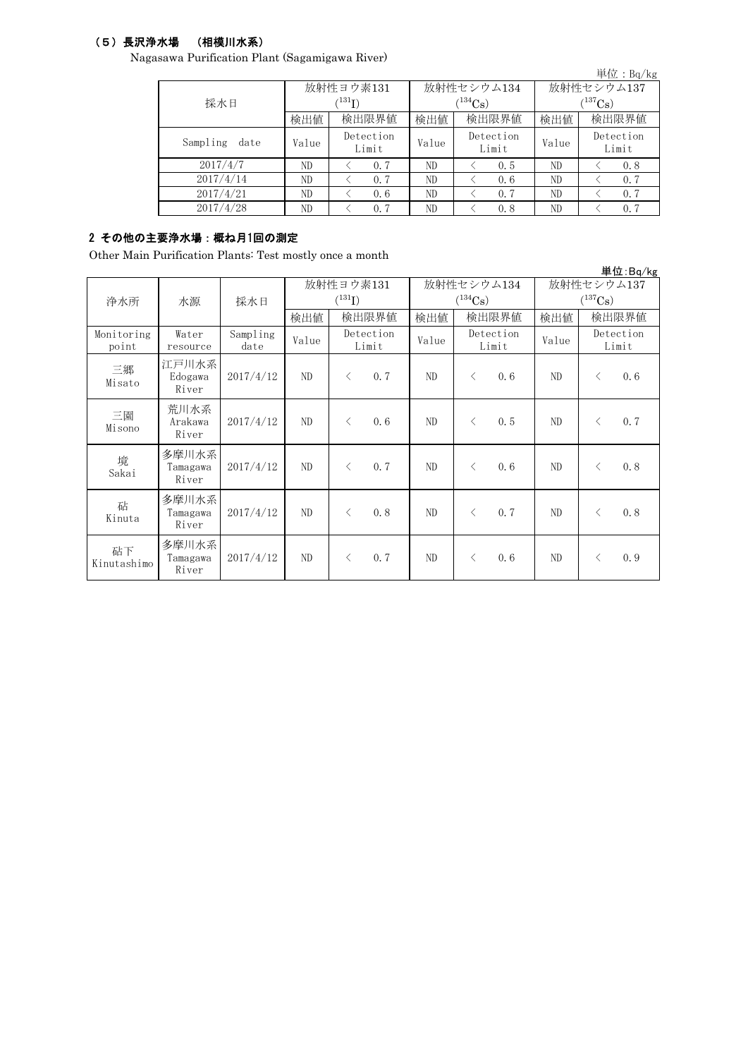### （5）長沢浄水場　（相模川水系）

Nagasawa Purification Plant (Sagamigawa River)

単位：Bq/kg

| 採水日 | 放射性ヨウ素131 ($^{131}I$) | | 放射性セシウム134 ($^{134}Cs$) | | 放射性セシウム137 ($^{137}Cs$) | |
|---|---|---|---|---|---|---|
| | 検出値 | 検出限界値 | 検出値 | 検出限界値 | 検出値 | 検出限界値 |
| Sampling date | Value | Detection Limit | Value | Detection Limit | Value | Detection Limit |
| 2017/4/7 | ND | ＜ 0.7 | ND | ＜ 0.5 | ND | ＜ 0.8 |
| 2017/4/14 | ND | ＜ 0.7 | ND | ＜ 0.6 | ND | ＜ 0.7 |
| 2017/4/21 | ND | ＜ 0.6 | ND | ＜ 0.7 | ND | ＜ 0.7 |
| 2017/4/28 | ND | ＜ 0.7 | ND | ＜ 0.8 | ND | ＜ 0.7 |

## 2 その他の主要浄水場：概ね月1回の測定

Other Main Purification Plants: Test mostly once a month

単位:Bq/kg

| 浄水所 | 水源 | 採水日 | 放射性ヨウ素131 ($^{131}I$) | | 放射性セシウム134 ($^{134}Cs$) | | 放射性セシウム137 ($^{137}Cs$) | |
|---|---|---|---|---|---|---|---|---|
| | | | 検出値 | 検出限界値 | 検出値 | 検出限界値 | 検出値 | 検出限界値 |
| Monitoring point | Water resource | Sampling date | Value | Detection Limit | Value | Detection Limit | Value | Detection Limit |
| 三郷 Misato | 江戸川水系 Edogawa River | 2017/4/12 | ND | ＜ 0.7 | ND | ＜ 0.6 | ND | ＜ 0.6 |
| 三園 Misono | 荒川水系 Arakawa River | 2017/4/12 | ND | ＜ 0.6 | ND | ＜ 0.5 | ND | ＜ 0.7 |
| 境 Sakai | 多摩川水系 Tamagawa River | 2017/4/12 | ND | ＜ 0.7 | ND | ＜ 0.6 | ND | ＜ 0.8 |
| 砧 Kinuta | 多摩川水系 Tamagawa River | 2017/4/12 | ND | ＜ 0.8 | ND | ＜ 0.7 | ND | ＜ 0.8 |
| 砧下 Kinutashimo | 多摩川水系 Tamagawa River | 2017/4/12 | ND | ＜ 0.7 | ND | ＜ 0.6 | ND | ＜ 0.9 |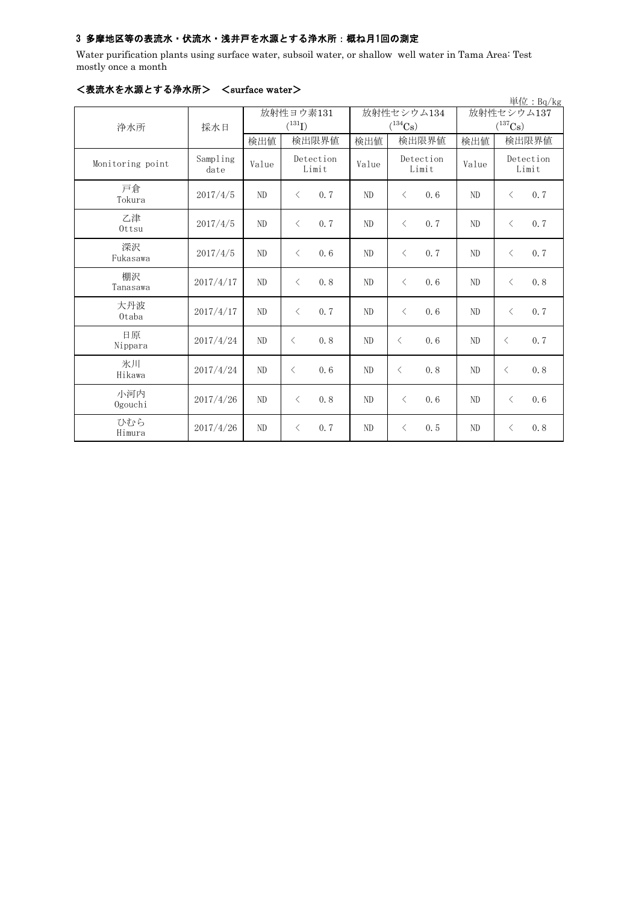### 3 多摩地区等の表流水・伏流水・浅井戸を水源とする浄水所：概ね月1回の測定

Water purification plants using surface water, subsoil water, or shallow well water in Tama Area: Test mostly once a month

#### ＜表流水を水源とする浄水所＞ ＜surface water＞

単位：Bq/kg

| 浄水所 | 採水日 | 放射性ヨウ素131 ($^{131}I$) | | 放射性セシウム134 ($^{134}Cs$) | | 放射性セシウム137 ($^{137}Cs$) | |
|---|---|---|---|---|---|---|---|
| | | 検出値 | 検出限界値 | 検出値 | 検出限界値 | 検出値 | 検出限界値 |
| Monitoring point | Sampling date | Value | Detection Limit | Value | Detection Limit | Value | Detection Limit |
| 戸倉 Tokura | 2017/4/5 | ND | ＜ 0.7 | ND | ＜ 0.6 | ND | ＜ 0.7 |
| 乙津 Ottsu | 2017/4/5 | ND | ＜ 0.7 | ND | ＜ 0.7 | ND | ＜ 0.7 |
| 深沢 Fukasawa | 2017/4/5 | ND | ＜ 0.6 | ND | ＜ 0.7 | ND | ＜ 0.7 |
| 棚沢 Tanasawa | 2017/4/17 | ND | ＜ 0.8 | ND | ＜ 0.6 | ND | ＜ 0.8 |
| 大丹波 Otaba | 2017/4/17 | ND | ＜ 0.7 | ND | ＜ 0.6 | ND | ＜ 0.7 |
| 日原 Nippara | 2017/4/24 | ND | ＜ 0.8 | ND | ＜ 0.6 | ND | ＜ 0.7 |
| 氷川 Hikawa | 2017/4/24 | ND | ＜ 0.6 | ND | ＜ 0.8 | ND | ＜ 0.8 |
| 小河内 Ogouchi | 2017/4/26 | ND | ＜ 0.8 | ND | ＜ 0.6 | ND | ＜ 0.6 |
| ひむら Himura | 2017/4/26 | ND | ＜ 0.7 | ND | ＜ 0.5 | ND | ＜ 0.8 |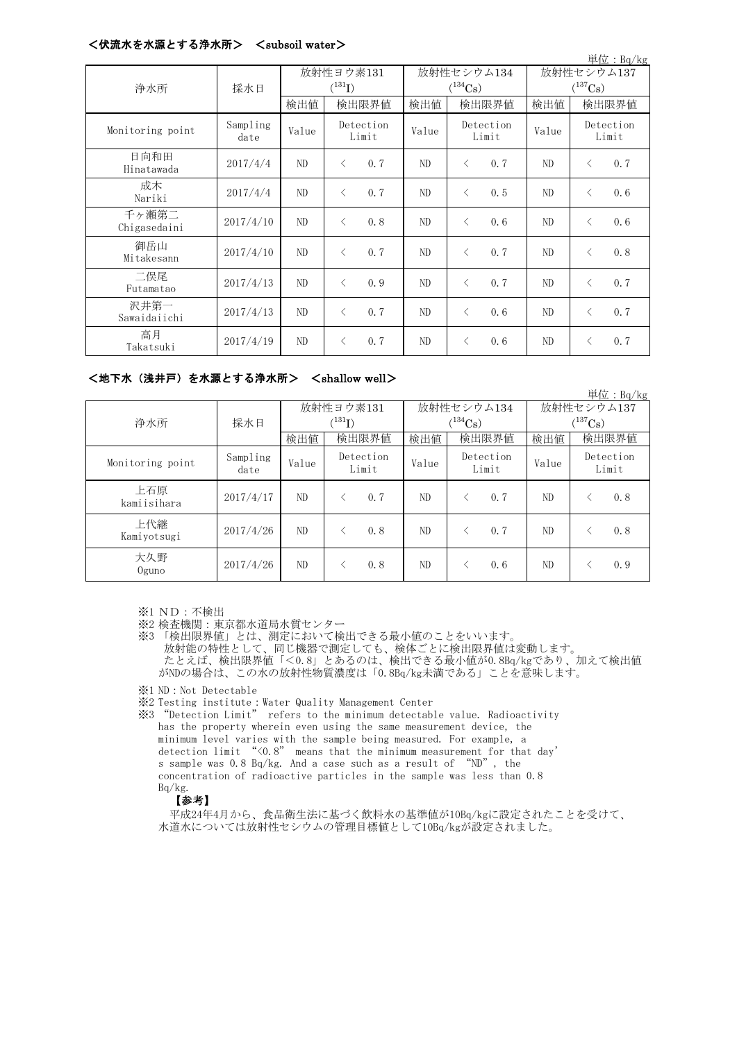## ＜伏流水を水源とする浄水所＞　＜subsoil water＞

単位：Bq/kg

| 浄水所 | 採水日 | 放射性ヨウ素131 ($^{131}I$) | | 放射性セシウム134 ($^{134}Cs$) | | 放射性セシウム137 ($^{137}Cs$) | |
|---|---|---|---|---|---|---|---|
| | | 検出値 | 検出限界値 | 検出値 | 検出限界値 | 検出値 | 検出限界値 |
| Monitoring point | Sampling date | Value | Detection Limit | Value | Detection Limit | Value | Detection Limit |
| 日向和田 Hinatawada | 2017/4/4 | ND | ＜　0.7 | ND | ＜　0.7 | ND | ＜　0.7 |
| 成木 Nariki | 2017/4/4 | ND | ＜　0.7 | ND | ＜　0.5 | ND | ＜　0.6 |
| 千ヶ瀬第二 Chigasedaini | 2017/4/10 | ND | ＜　0.8 | ND | ＜　0.6 | ND | ＜　0.6 |
| 御岳山 Mitakesann | 2017/4/10 | ND | ＜　0.7 | ND | ＜　0.7 | ND | ＜　0.8 |
| 二俣尾 Futamatao | 2017/4/13 | ND | ＜　0.9 | ND | ＜　0.7 | ND | ＜　0.7 |
| 沢井第一 Sawaidaiichi | 2017/4/13 | ND | ＜　0.7 | ND | ＜　0.6 | ND | ＜　0.7 |
| 高月 Takatsuki | 2017/4/19 | ND | ＜　0.7 | ND | ＜　0.6 | ND | ＜　0.7 |

## ＜地下水（浅井戸）を水源とする浄水所＞　＜shallow well＞

単位：Bq/kg

| 浄水所 | 採水日 | 放射性ヨウ素131 ($^{131}I$) | | 放射性セシウム134 ($^{134}Cs$) | | 放射性セシウム137 ($^{137}Cs$) | |
|---|---|---|---|---|---|---|---|
| | | 検出値 | 検出限界値 | 検出値 | 検出限界値 | 検出値 | 検出限界値 |
| Monitoring point | Sampling date | Value | Detection Limit | Value | Detection Limit | Value | Detection Limit |
| 上石原 kamiisihara | 2017/4/17 | ND | ＜　0.7 | ND | ＜　0.7 | ND | ＜　0.8 |
| 上代継 Kamiyotsugi | 2017/4/26 | ND | ＜　0.8 | ND | ＜　0.7 | ND | ＜　0.8 |
| 大久野 Oguno | 2017/4/26 | ND | ＜　0.8 | ND | ＜　0.6 | ND | ＜　0.9 |

※1 ＮＤ：不検出

※2 検査機関：東京都水道局水質センター

※3 「検出限界値」とは、測定において検出できる最小値のことをいいます。
　放射能の特性として、同じ機器で測定しても、検体ごとに検出限界値は変動します。
　たとえば、検出限界値「＜0.8」とあるのは、検出できる最小値が0.8Bq/kgであり、加えて検出値がNDの場合は、この水の放射性物質濃度は「0.8Bq/kg未満である」ことを意味します。

※1 ND：Not Detectable

※2 Testing institute：Water Quality Management Center

※3 "Detection Limit" refers to the minimum detectable value. Radioactivity has the property wherein even using the same measurement device, the minimum level varies with the sample being measured. For example, a detection limit "<0.8" means that the minimum measurement for that day's sample was 0.8 Bq/kg. And a case such as a result of "ND", the concentration of radioactive particles in the sample was less than 0.8 Bq/kg.

【参考】

平成24年4月から、食品衛生法に基づく飲料水の基準値が10Bq/kgに設定されたことを受けて、水道水については放射性セシウムの管理目標値として10Bq/kgが設定されました。